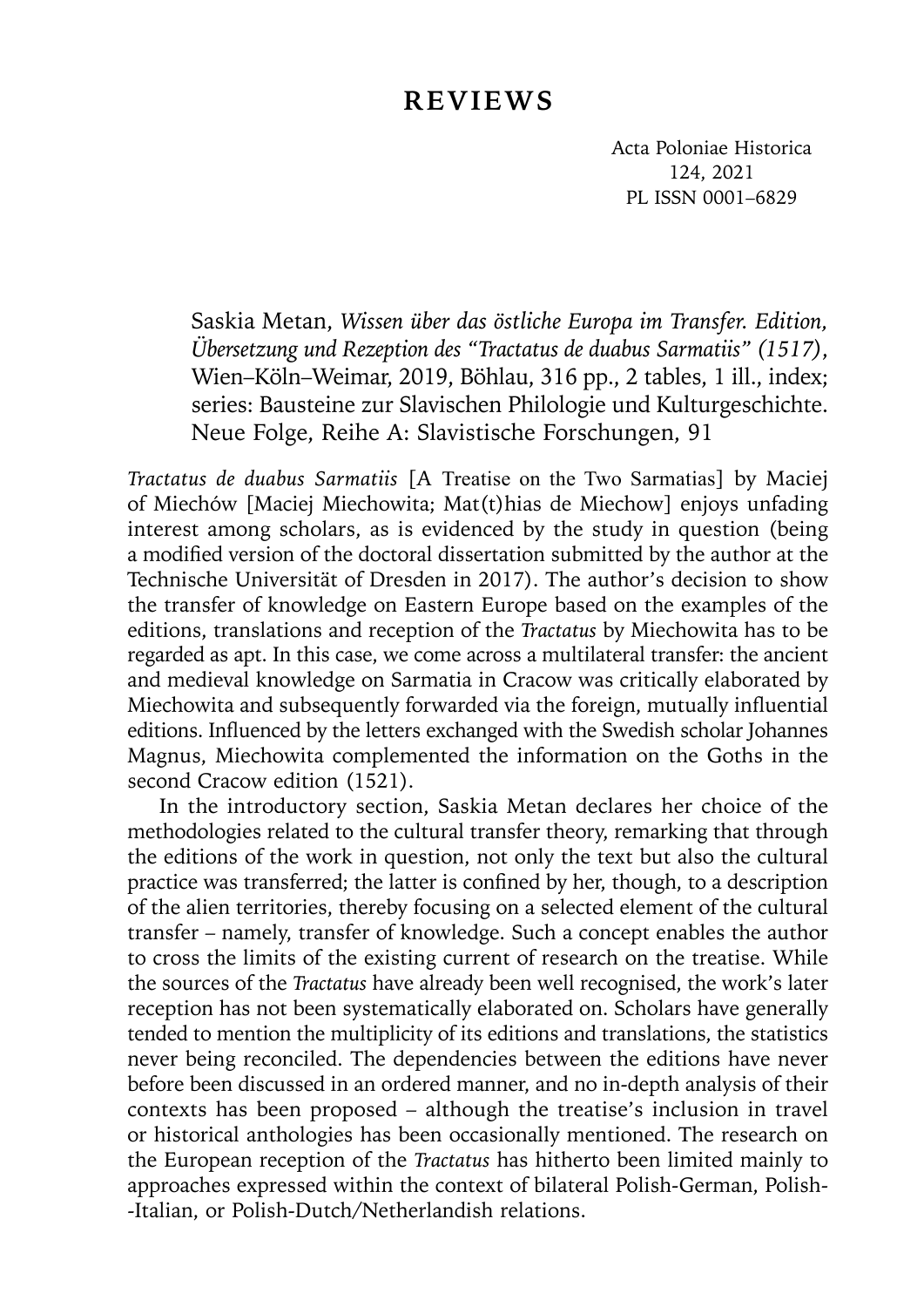# REVIEWS

Saskia Metan, *Wissen über das östliche Europa im Transfer. Edition, Übersetzung und Rezeption des "Tractatus de duabus Sarmatiis" (1517)*, Wien–Köln–Weimar, 2019, Böhlau, 316 pp., 2 tables, 1 ill., index; series: Bausteine zur Slavischen Philologie und Kulturgeschichte. Neue Folge, Reihe A: Slavistische Forschungen, 91

*Tractatus de duabus Sarmatiis* [A Treatise on the Two Sarmatias] by Maciej of Miechów [Maciej Miechowita; Mat(t)hias de Miechow] enjoys unfading interest among scholars, as is evidenced by the study in question (being a modified version of the doctoral dissertation submitted by the author at the Technische Universität of Dresden in 2017). The author's decision to show the transfer of knowledge on Eastern Europe based on the examples of the editions, translations and reception of the *Tractatus* by Miechowita has to be regarded as apt. In this case, we come across a multilateral transfer: the ancient and medieval knowledge on Sarmatia in Cracow was critically elaborated by Miechowita and subsequently forwarded via the foreign, mutually influential editions. Influenced by the letters exchanged with the Swedish scholar Johannes Magnus, Miechowita complemented the information on the Goths in the second Cracow edition (1521).

In the introductory section, Saskia Metan declares her choice of the methodologies related to the cultural transfer theory, remarking that through the editions of the work in question, not only the text but also the cultural practice was transferred; the latter is confined by her, though, to a description of the alien territories, thereby focusing on a selected element of the cultural transfer – namely, transfer of knowledge. Such a concept enables the author to cross the limits of the existing current of research on the treatise. While the sources of the *Tractatus* have already been well recognised, the work's later reception has not been systematically elaborated on. Scholars have generally tended to mention the multiplicity of its editions and translations, the statistics never being reconciled. The dependencies between the editions have never before been discussed in an ordered manner, and no in-depth analysis of their contexts has been proposed – although the treatise's inclusion in travel or historical anthologies has been occasionally mentioned. The research on the European reception of the *Tractatus* has hitherto been limited mainly to approaches expressed within the context of bilateral Polish-German, Polish-Italian, or Polish-Dutch/Netherlandish relations.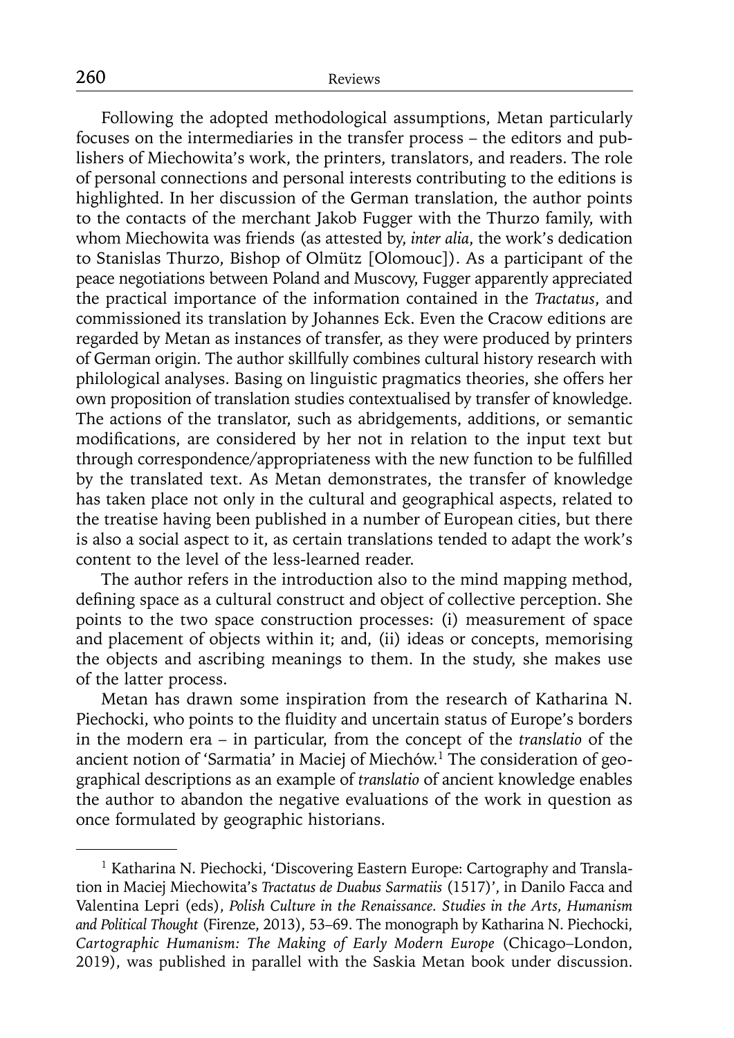Following the adopted methodological assumptions, Metan particularly focuses on the intermediaries in the transfer process – the editors and publishers of Miechowita's work, the printers, translators, and readers. The role of personal connections and personal interests contributing to the editions is highlighted. In her discussion of the German translation, the author points to the contacts of the merchant Jakob Fugger with the Thurzo family, with whom Miechowita was friends (as attested by, *inter alia*, the work's dedication to Stanislas Thurzo, Bishop of Olmütz [Olomouc]). As a participant of the peace negotiations between Poland and Muscovy, Fugger apparently appreciated the practical importance of the information contained in the *Tractatus*, and commissioned its translation by Johannes Eck. Even the Cracow editions are regarded by Metan as instances of transfer, as they were produced by printers of German origin. The author skillfully combines cultural history research with philological analyses. Basing on linguistic pragmatics theories, she offers her own proposition of translation studies contextualised by transfer of knowledge. The actions of the translator, such as abridgements, additions, or semantic modifications, are considered by her not in relation to the input text but through correspondence/appropriateness with the new function to be fulfilled by the translated text. As Metan demonstrates, the transfer of knowledge has taken place not only in the cultural and geographical aspects, related to the treatise having been published in a number of European cities, but there is also a social aspect to it, as certain translations tended to adapt the work's content to the level of the less-learned reader.

The author refers in the introduction also to the mind mapping method, defining space as a cultural construct and object of collective perception. She points to the two space construction processes: (i) measurement of space and placement of objects within it; and, (ii) ideas or concepts, memorising the objects and ascribing meanings to them. In the study, she makes use of the latter process.

Metan has drawn some inspiration from the research of Katharina N. Piechocki, who points to the fluidity and uncertain status of Europe's borders in the modern era – in particular, from the concept of the *translatio* of the ancient notion of 'Sarmatia' in Maciej of Miechów.[1] The consideration of geographical descriptions as an example of *translatio* of ancient knowledge enables the author to abandon the negative evaluations of the work in question as once formulated by geographic historians.

---

[1] Katharina N. Piechocki, 'Discovering Eastern Europe: Cartography and Translation in Maciej Miechowita's *Tractatus de Duabus Sarmatiis* (1517)', in Danilo Facca and Valentina Lepri (eds), *Polish Culture in the Renaissance. Studies in the Arts, Humanism and Political Thought* (Firenze, 2013), 53–69. The monograph by Katharina N. Piechocki, *Cartographic Humanism: The Making of Early Modern Europe* (Chicago–London, 2019), was published in parallel with the Saskia Metan book under discussion.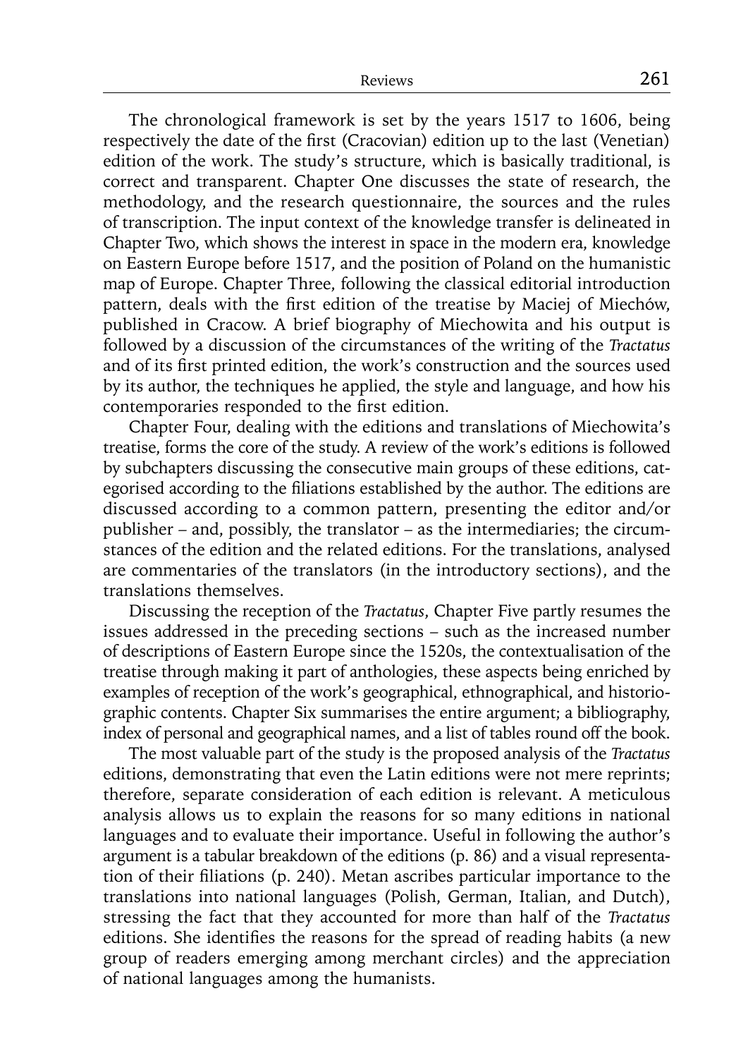The chronological framework is set by the years 1517 to 1606, being respectively the date of the first (Cracovian) edition up to the last (Venetian) edition of the work. The study's structure, which is basically traditional, is correct and transparent. Chapter One discusses the state of research, the methodology, and the research questionnaire, the sources and the rules of transcription. The input context of the knowledge transfer is delineated in Chapter Two, which shows the interest in space in the modern era, knowledge on Eastern Europe before 1517, and the position of Poland on the humanistic map of Europe. Chapter Three, following the classical editorial introduction pattern, deals with the first edition of the treatise by Maciej of Miechów, published in Cracow. A brief biography of Miechowita and his output is followed by a discussion of the circumstances of the writing of the *Tractatus* and of its first printed edition, the work's construction and the sources used by its author, the techniques he applied, the style and language, and how his contemporaries responded to the first edition.

Chapter Four, dealing with the editions and translations of Miechowita's treatise, forms the core of the study. A review of the work's editions is followed by subchapters discussing the consecutive main groups of these editions, categorised according to the filiations established by the author. The editions are discussed according to a common pattern, presenting the editor and/or publisher – and, possibly, the translator – as the intermediaries; the circumstances of the edition and the related editions. For the translations, analysed are commentaries of the translators (in the introductory sections), and the translations themselves.

Discussing the reception of the *Tractatus*, Chapter Five partly resumes the issues addressed in the preceding sections – such as the increased number of descriptions of Eastern Europe since the 1520s, the contextualisation of the treatise through making it part of anthologies, these aspects being enriched by examples of reception of the work's geographical, ethnographical, and historiographic contents. Chapter Six summarises the entire argument; a bibliography, index of personal and geographical names, and a list of tables round off the book.

The most valuable part of the study is the proposed analysis of the *Tractatus* editions, demonstrating that even the Latin editions were not mere reprints; therefore, separate consideration of each edition is relevant. A meticulous analysis allows us to explain the reasons for so many editions in national languages and to evaluate their importance. Useful in following the author's argument is a tabular breakdown of the editions (p. 86) and a visual representation of their filiations (p. 240). Metan ascribes particular importance to the translations into national languages (Polish, German, Italian, and Dutch), stressing the fact that they accounted for more than half of the *Tractatus* editions. She identifies the reasons for the spread of reading habits (a new group of readers emerging among merchant circles) and the appreciation of national languages among the humanists.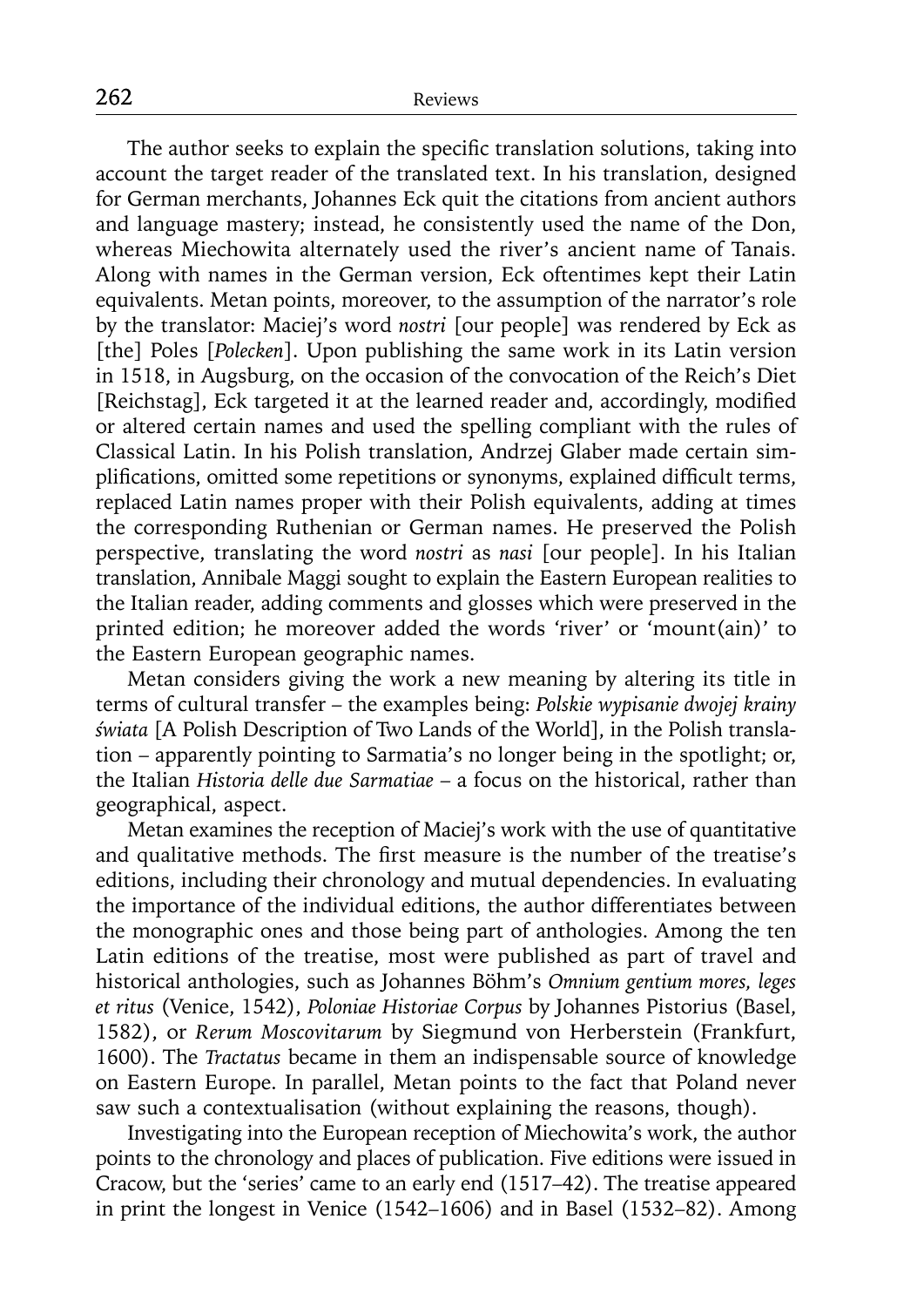The author seeks to explain the specific translation solutions, taking into account the target reader of the translated text. In his translation, designed for German merchants, Johannes Eck quit the citations from ancient authors and language mastery; instead, he consistently used the name of the Don, whereas Miechowita alternately used the river's ancient name of Tanais. Along with names in the German version, Eck oftentimes kept their Latin equivalents. Metan points, moreover, to the assumption of the narrator's role by the translator: Maciej's word *nostri* [our people] was rendered by Eck as [the] Poles [*Polecken*]. Upon publishing the same work in its Latin version in 1518, in Augsburg, on the occasion of the convocation of the Reich's Diet [Reichstag], Eck targeted it at the learned reader and, accordingly, modified or altered certain names and used the spelling compliant with the rules of Classical Latin. In his Polish translation, Andrzej Glaber made certain simplifications, omitted some repetitions or synonyms, explained difficult terms, replaced Latin names proper with their Polish equivalents, adding at times the corresponding Ruthenian or German names. He preserved the Polish perspective, translating the word *nostri* as *nasi* [our people]. In his Italian translation, Annibale Maggi sought to explain the Eastern European realities to the Italian reader, adding comments and glosses which were preserved in the printed edition; he moreover added the words 'river' or 'mount(ain)' to the Eastern European geographic names.

Metan considers giving the work a new meaning by altering its title in terms of cultural transfer – the examples being: *Polskie wypisanie dwojej krainy świata* [A Polish Description of Two Lands of the World], in the Polish translation – apparently pointing to Sarmatia's no longer being in the spotlight; or, the Italian *Historia delle due Sarmatiae* – a focus on the historical, rather than geographical, aspect.

Metan examines the reception of Maciej's work with the use of quantitative and qualitative methods. The first measure is the number of the treatise's editions, including their chronology and mutual dependencies. In evaluating the importance of the individual editions, the author differentiates between the monographic ones and those being part of anthologies. Among the ten Latin editions of the treatise, most were published as part of travel and historical anthologies, such as Johannes Böhm's *Omnium gentium mores, leges et ritus* (Venice, 1542), *Poloniae Historiae Corpus* by Johannes Pistorius (Basel, 1582), or *Rerum Moscovitarum* by Siegmund von Herberstein (Frankfurt, 1600). The *Tractatus* became in them an indispensable source of knowledge on Eastern Europe. In parallel, Metan points to the fact that Poland never saw such a contextualisation (without explaining the reasons, though).

Investigating into the European reception of Miechowita's work, the author points to the chronology and places of publication. Five editions were issued in Cracow, but the 'series' came to an early end (1517–42). The treatise appeared in print the longest in Venice (1542–1606) and in Basel (1532–82). Among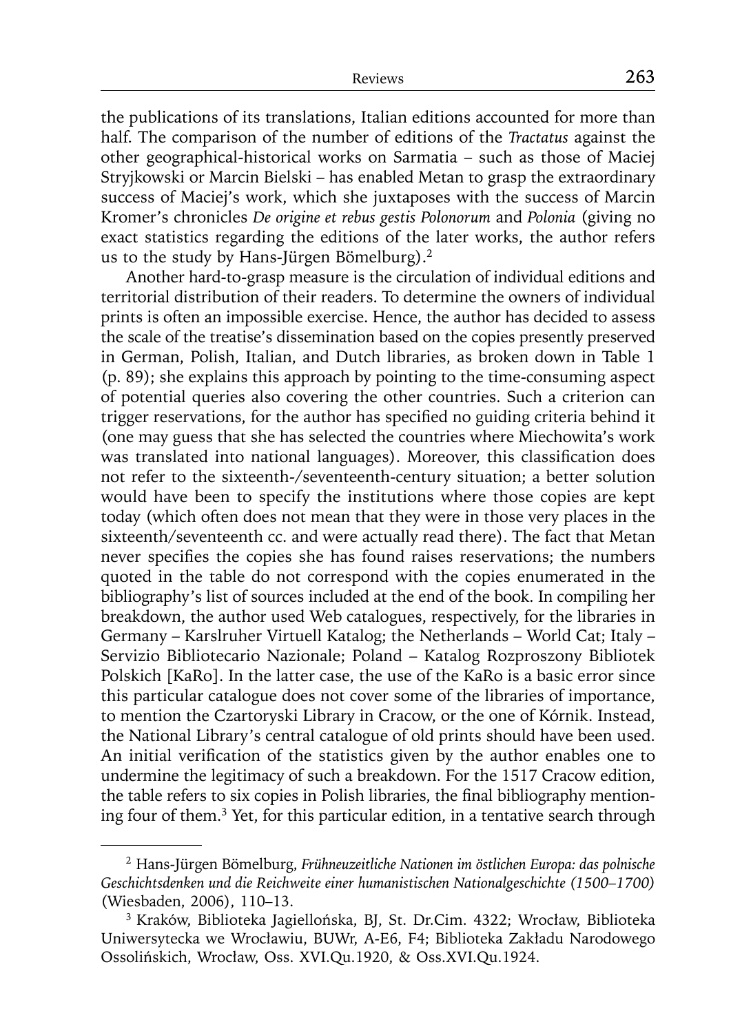the publications of its translations, Italian editions accounted for more than half. The comparison of the number of editions of the *Tractatus* against the other geographical-historical works on Sarmatia – such as those of Maciej Stryjkowski or Marcin Bielski – has enabled Metan to grasp the extraordinary success of Maciej's work, which she juxtaposes with the success of Marcin Kromer's chronicles *De origine et rebus gestis Polonorum* and *Polonia* (giving no exact statistics regarding the editions of the later works, the author refers us to the study by Hans-Jürgen Bömelburg).[2]

Another hard-to-grasp measure is the circulation of individual editions and territorial distribution of their readers. To determine the owners of individual prints is often an impossible exercise. Hence, the author has decided to assess the scale of the treatise's dissemination based on the copies presently preserved in German, Polish, Italian, and Dutch libraries, as broken down in Table 1 (p. 89); she explains this approach by pointing to the time-consuming aspect of potential queries also covering the other countries. Such a criterion can trigger reservations, for the author has specified no guiding criteria behind it (one may guess that she has selected the countries where Miechowita's work was translated into national languages). Moreover, this classification does not refer to the sixteenth-/seventeenth-century situation; a better solution would have been to specify the institutions where those copies are kept today (which often does not mean that they were in those very places in the sixteenth/seventeenth cc. and were actually read there). The fact that Metan never specifies the copies she has found raises reservations; the numbers quoted in the table do not correspond with the copies enumerated in the bibliography's list of sources included at the end of the book. In compiling her breakdown, the author used Web catalogues, respectively, for the libraries in Germany – Karslruher Virtuell Katalog; the Netherlands – World Cat; Italy – Servizio Bibliotecario Nazionale; Poland – Katalog Rozproszony Bibliotek Polskich [KaRO]. In the latter case, the use of the KaRo is a basic error since this particular catalogue does not cover some of the libraries of importance, to mention the Czartoryski Library in Cracow, or the one of Kórnik. Instead, the National Library's central catalogue of old prints should have been used. An initial verification of the statistics given by the author enables one to undermine the legitimacy of such a breakdown. For the 1517 Cracow edition, the table refers to six copies in Polish libraries, the final bibliography mentioning four of them.[3] Yet, for this particular edition, in a tentative search through

---

[2] Hans-Jürgen Bömelburg, *Frühneuzeitliche Nationen im östlichen Europa: das polnische Geschichtsdenken und die Reichweite einer humanistischen Nationalgeschichte (1500–1700)* (Wiesbaden, 2006), 110–13.

[3] Kraków, Biblioteka Jagiellońska, BJ, St. Dr.Cim. 4322; Wrocław, Biblioteka Uniwersytecka we Wrocławiu, BUWr, A-E6, F4; Biblioteka Zakładu Narodowego Ossolińskich, Wrocław, Oss. XVI.Qu.1920, & Oss.XVI.Qu.1924.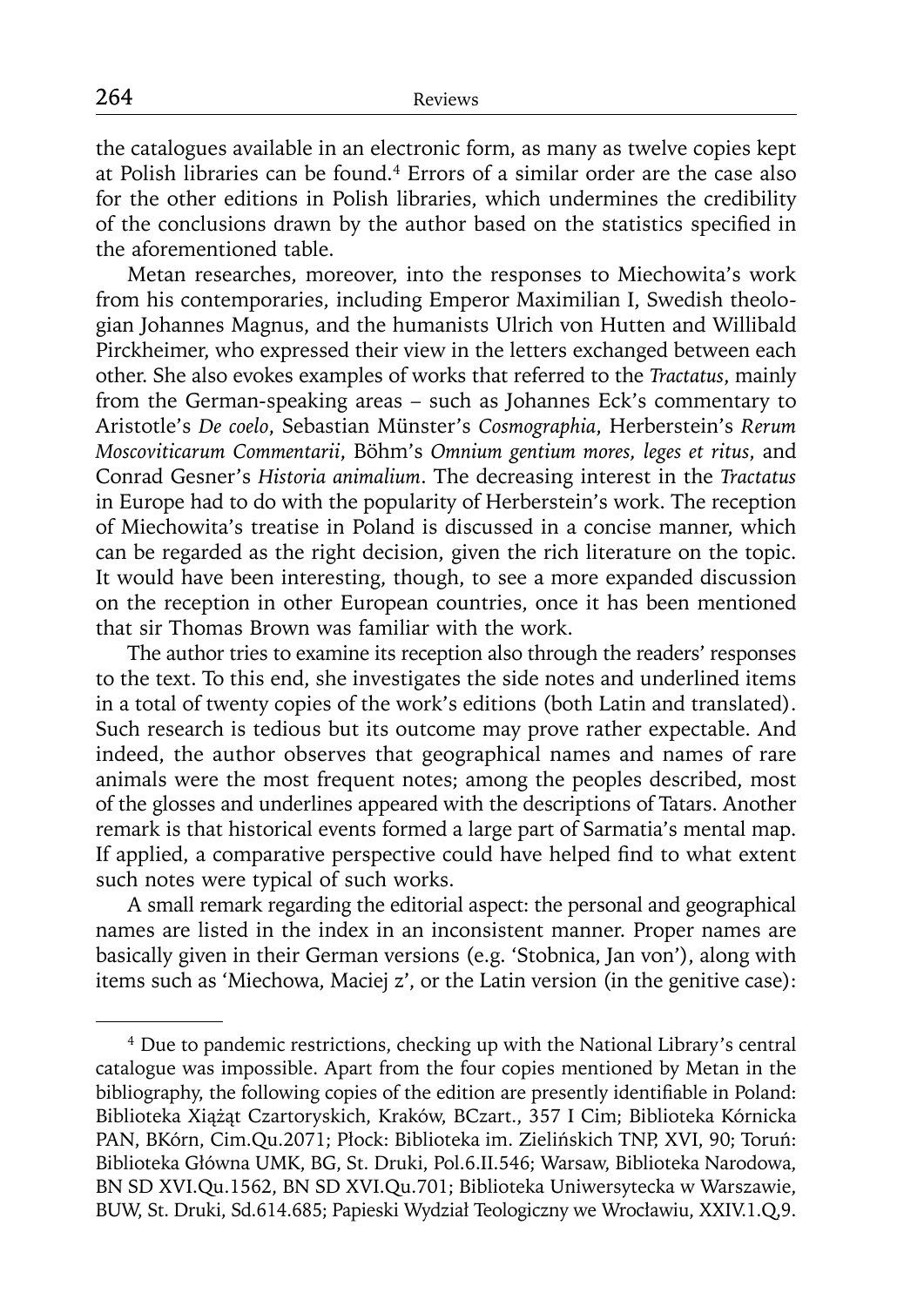the catalogues available in an electronic form, as many as twelve copies kept at Polish libraries can be found.[4] Errors of a similar order are the case also for the other editions in Polish libraries, which undermines the credibility of the conclusions drawn by the author based on the statistics specified in the aforementioned table.

Metan researches, moreover, into the responses to Miechowita's work from his contemporaries, including Emperor Maximilian I, Swedish theologian Johannes Magnus, and the humanists Ulrich von Hutten and Willibald Pirckheimer, who expressed their view in the letters exchanged between each other. She also evokes examples of works that referred to the *Tractatus*, mainly from the German-speaking areas – such as Johannes Eck's commentary to Aristotle's *De coelo*, Sebastian Münster's *Cosmographia*, Herberstein's *Rerum Moscoviticarum Commentarii*, Böhm's *Omnium gentium mores, leges et ritus*, and Conrad Gesner's *Historia animalium*. The decreasing interest in the *Tractatus* in Europe had to do with the popularity of Herberstein's work. The reception of Miechowita's treatise in Poland is discussed in a concise manner, which can be regarded as the right decision, given the rich literature on the topic. It would have been interesting, though, to see a more expanded discussion on the reception in other European countries, once it has been mentioned that sir Thomas Brown was familiar with the work.

The author tries to examine its reception also through the readers' responses to the text. To this end, she investigates the side notes and underlined items in a total of twenty copies of the work's editions (both Latin and translated). Such research is tedious but its outcome may prove rather expectable. And indeed, the author observes that geographical names and names of rare animals were the most frequent notes; among the peoples described, most of the glosses and underlines appeared with the descriptions of Tatars. Another remark is that historical events formed a large part of Sarmatia's mental map. If applied, a comparative perspective could have helped find to what extent such notes were typical of such works.

A small remark regarding the editorial aspect: the personal and geographical names are listed in the index in an inconsistent manner. Proper names are basically given in their German versions (e.g. 'Stobnica, Jan von'), along with items such as 'Miechowa, Maciej z', or the Latin version (in the genitive case):

---

[4] Due to pandemic restrictions, checking up with the National Library's central catalogue was impossible. Apart from the four copies mentioned by Metan in the bibliography, the following copies of the edition are presently identifiable in Poland: Biblioteka Xiążąt Czartoryskich, Kraków, BCzart., 357 I Cim; Biblioteka Kórnicka PAN, BKórn, Cim.Qu.2071; Płock: Biblioteka im. Zielińskich TNP, XVI, 90; Toruń: Biblioteka Główna UMK, BG, St. Druki, Pol.6.II.546; Warsaw, Biblioteka Narodowa, BN SD XVI.Qu.1562, BN SD XVI.Qu.701; Biblioteka Uniwersytecka w Warszawie, BUW, St. Druki, Sd.614.685; Papieski Wydział Teologiczny we Wrocławiu, XXIV.1.Q,9.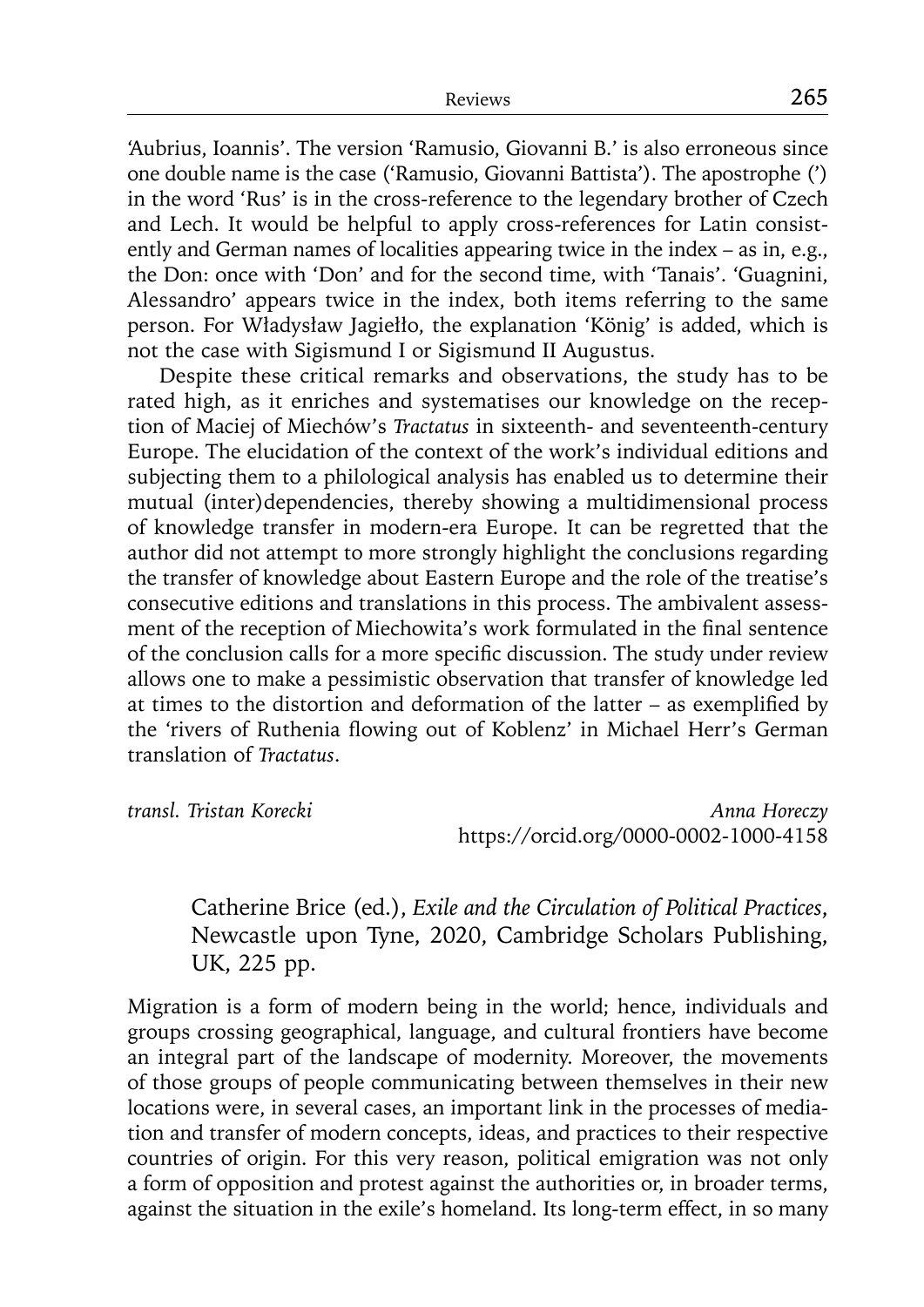'Aubrius, Ioannis'. The version 'Ramusio, Giovanni B.' is also erroneous since one double name is the case ('Ramusio, Giovanni Battista'). The apostrophe (') in the word 'Rus' is in the cross-reference to the legendary brother of Czech and Lech. It would be helpful to apply cross-references for Latin consistently and German names of localities appearing twice in the index – as in, e.g., the Don: once with 'Don' and for the second time, with 'Tanais'. 'Guagnini, Alessandro' appears twice in the index, both items referring to the same person. For Władysław Jagiełło, the explanation 'König' is added, which is not the case with Sigismund I or Sigismund II Augustus.

Despite these critical remarks and observations, the study has to be rated high, as it enriches and systematises our knowledge on the reception of Maciej of Miechów's *Tractatus* in sixteenth- and seventeenth-century Europe. The elucidation of the context of the work's individual editions and subjecting them to a philological analysis has enabled us to determine their mutual (inter)dependencies, thereby showing a multidimensional process of knowledge transfer in modern-era Europe. It can be regretted that the author did not attempt to more strongly highlight the conclusions regarding the transfer of knowledge about Eastern Europe and the role of the treatise's consecutive editions and translations in this process. The ambivalent assessment of the reception of Miechowita's work formulated in the final sentence of the conclusion calls for a more specific discussion. The study under review allows one to make a pessimistic observation that transfer of knowledge led at times to the distortion and deformation of the latter – as exemplified by the 'rivers of Ruthenia flowing out of Koblenz' in Michael Herr's German translation of *Tractatus*.

*transl. Tristan Korecki*

*Anna Horeczy*
https://orcid.org/0000-0002-1000-4158

Catherine Brice (ed.), *Exile and the Circulation of Political Practices*, Newcastle upon Tyne, 2020, Cambridge Scholars Publishing, UK, 225 pp.

Migration is a form of modern being in the world; hence, individuals and groups crossing geographical, language, and cultural frontiers have become an integral part of the landscape of modernity. Moreover, the movements of those groups of people communicating between themselves in their new locations were, in several cases, an important link in the processes of mediation and transfer of modern concepts, ideas, and practices to their respective countries of origin. For this very reason, political emigration was not only a form of opposition and protest against the authorities or, in broader terms, against the situation in the exile's homeland. Its long-term effect, in so many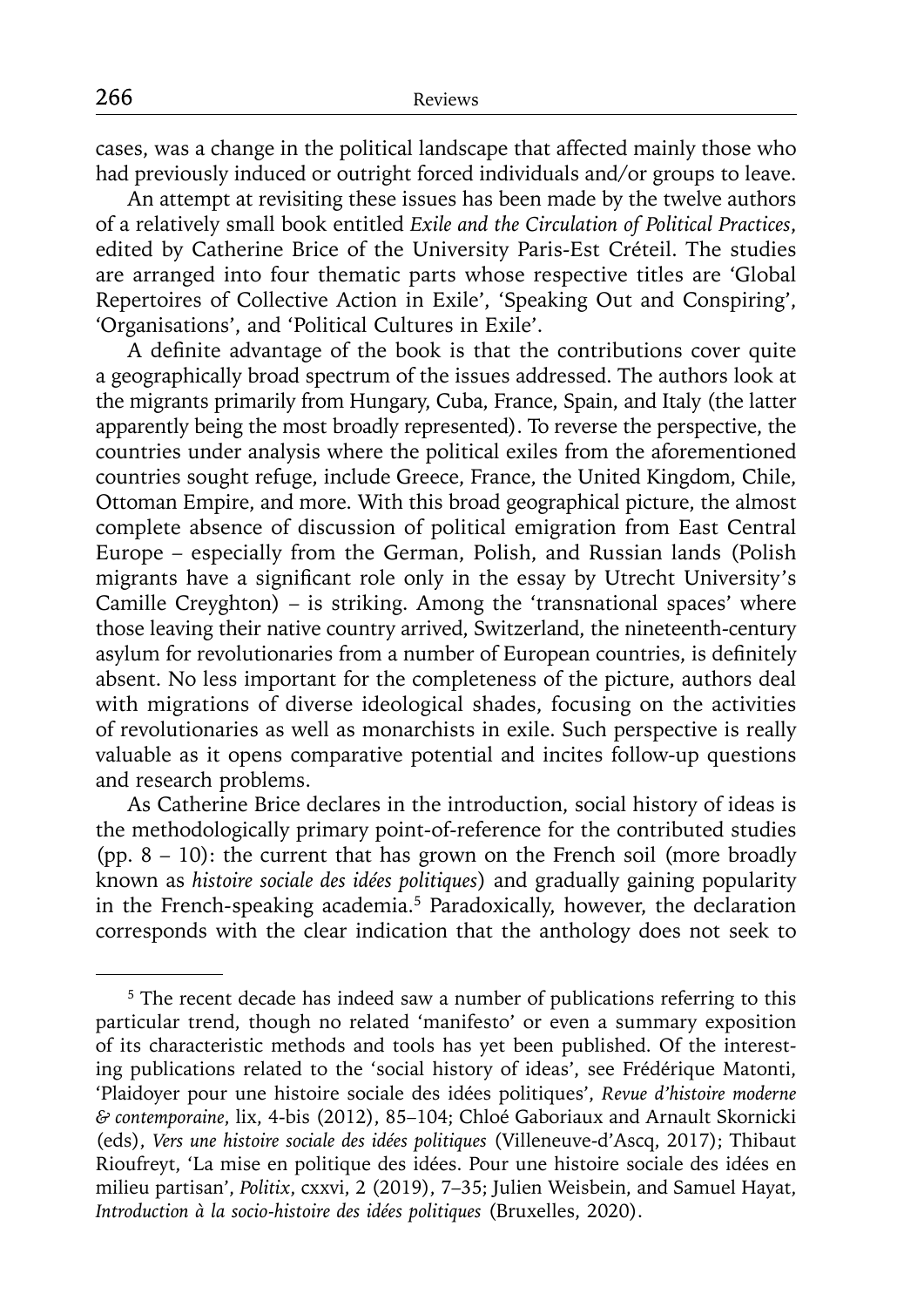cases, was a change in the political landscape that affected mainly those who had previously induced or outright forced individuals and/or groups to leave.

An attempt at revisiting these issues has been made by the twelve authors of a relatively small book entitled *Exile and the Circulation of Political Practices*, edited by Catherine Brice of the University Paris-Est Créteil. The studies are arranged into four thematic parts whose respective titles are 'Global Repertoires of Collective Action in Exile', 'Speaking Out and Conspiring', 'Organisations', and 'Political Cultures in Exile'.

A definite advantage of the book is that the contributions cover quite a geographically broad spectrum of the issues addressed. The authors look at the migrants primarily from Hungary, Cuba, France, Spain, and Italy (the latter apparently being the most broadly represented). To reverse the perspective, the countries under analysis where the political exiles from the aforementioned countries sought refuge, include Greece, France, the United Kingdom, Chile, Ottoman Empire, and more. With this broad geographical picture, the almost complete absence of discussion of political emigration from East Central Europe – especially from the German, Polish, and Russian lands (Polish migrants have a significant role only in the essay by Utrecht University's Camille Creyghton) – is striking. Among the 'transnational spaces' where those leaving their native country arrived, Switzerland, the nineteenth-century asylum for revolutionaries from a number of European countries, is definitely absent. No less important for the completeness of the picture, authors deal with migrations of diverse ideological shades, focusing on the activities of revolutionaries as well as monarchists in exile. Such perspective is really valuable as it opens comparative potential and incites follow-up questions and research problems.

As Catherine Brice declares in the introduction, social history of ideas is the methodologically primary point-of-reference for the contributed studies (pp. 8 – 10): the current that has grown on the French soil (more broadly known as *histoire sociale des idées politiques*) and gradually gaining popularity in the French-speaking academia.[5] Paradoxically, however, the declaration corresponds with the clear indication that the anthology does not seek to

---

[5] The recent decade has indeed saw a number of publications referring to this particular trend, though no related 'manifesto' or even a summary exposition of its characteristic methods and tools has yet been published. Of the interesting publications related to the 'social history of ideas', see Frédérique Matonti, 'Plaidoyer pour une histoire sociale des idées politiques', *Revue d'histoire moderne & contemporaine*, lix, 4-bis (2012), 85–104; Chloé Gaboriaux and Arnault Skornicki (eds), *Vers une histoire sociale des idées politiques* (Villeneuve-d'Ascq, 2017); Thibaut Rioufreyt, 'La mise en politique des idées. Pour une histoire sociale des idées en milieu partisan', *Politix*, cxxvi, 2 (2019), 7–35; Julien Weisbein, and Samuel Hayat, *Introduction à la socio-histoire des idées politiques* (Bruxelles, 2020).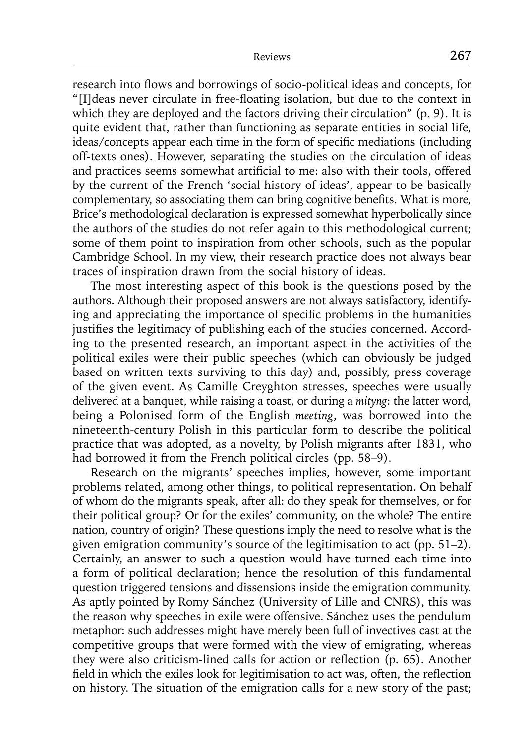research into flows and borrowings of socio-political ideas and concepts, for "[I]deas never circulate in free-floating isolation, but due to the context in which they are deployed and the factors driving their circulation" (p. 9). It is quite evident that, rather than functioning as separate entities in social life, ideas/concepts appear each time in the form of specific mediations (including off-texts ones). However, separating the studies on the circulation of ideas and practices seems somewhat artificial to me: also with their tools, offered by the current of the French 'social history of ideas', appear to be basically complementary, so associating them can bring cognitive benefits. What is more, Brice's methodological declaration is expressed somewhat hyperbolically since the authors of the studies do not refer again to this methodological current; some of them point to inspiration from other schools, such as the popular Cambridge School. In my view, their research practice does not always bear traces of inspiration drawn from the social history of ideas.

The most interesting aspect of this book is the questions posed by the authors. Although their proposed answers are not always satisfactory, identifying and appreciating the importance of specific problems in the humanities justifies the legitimacy of publishing each of the studies concerned. According to the presented research, an important aspect in the activities of the political exiles were their public speeches (which can obviously be judged based on written texts surviving to this day) and, possibly, press coverage of the given event. As Camille Creyghton stresses, speeches were usually delivered at a banquet, while raising a toast, or during a *mityng*: the latter word, being a Polonised form of the English *meeting*, was borrowed into the nineteenth-century Polish in this particular form to describe the political practice that was adopted, as a novelty, by Polish migrants after 1831, who had borrowed it from the French political circles (pp. 58–9).

Research on the migrants' speeches implies, however, some important problems related, among other things, to political representation. On behalf of whom do the migrants speak, after all: do they speak for themselves, or for their political group? Or for the exiles' community, on the whole? The entire nation, country of origin? These questions imply the need to resolve what is the given emigration community's source of the legitimisation to act (pp. 51–2). Certainly, an answer to such a question would have turned each time into a form of political declaration; hence the resolution of this fundamental question triggered tensions and dissensions inside the emigration community. As aptly pointed by Romy Sánchez (University of Lille and CNRS), this was the reason why speeches in exile were offensive. Sánchez uses the pendulum metaphor: such addresses might have merely been full of invectives cast at the competitive groups that were formed with the view of emigrating, whereas they were also criticism-lined calls for action or reflection (p. 65). Another field in which the exiles look for legitimisation to act was, often, the reflection on history. The situation of the emigration calls for a new story of the past;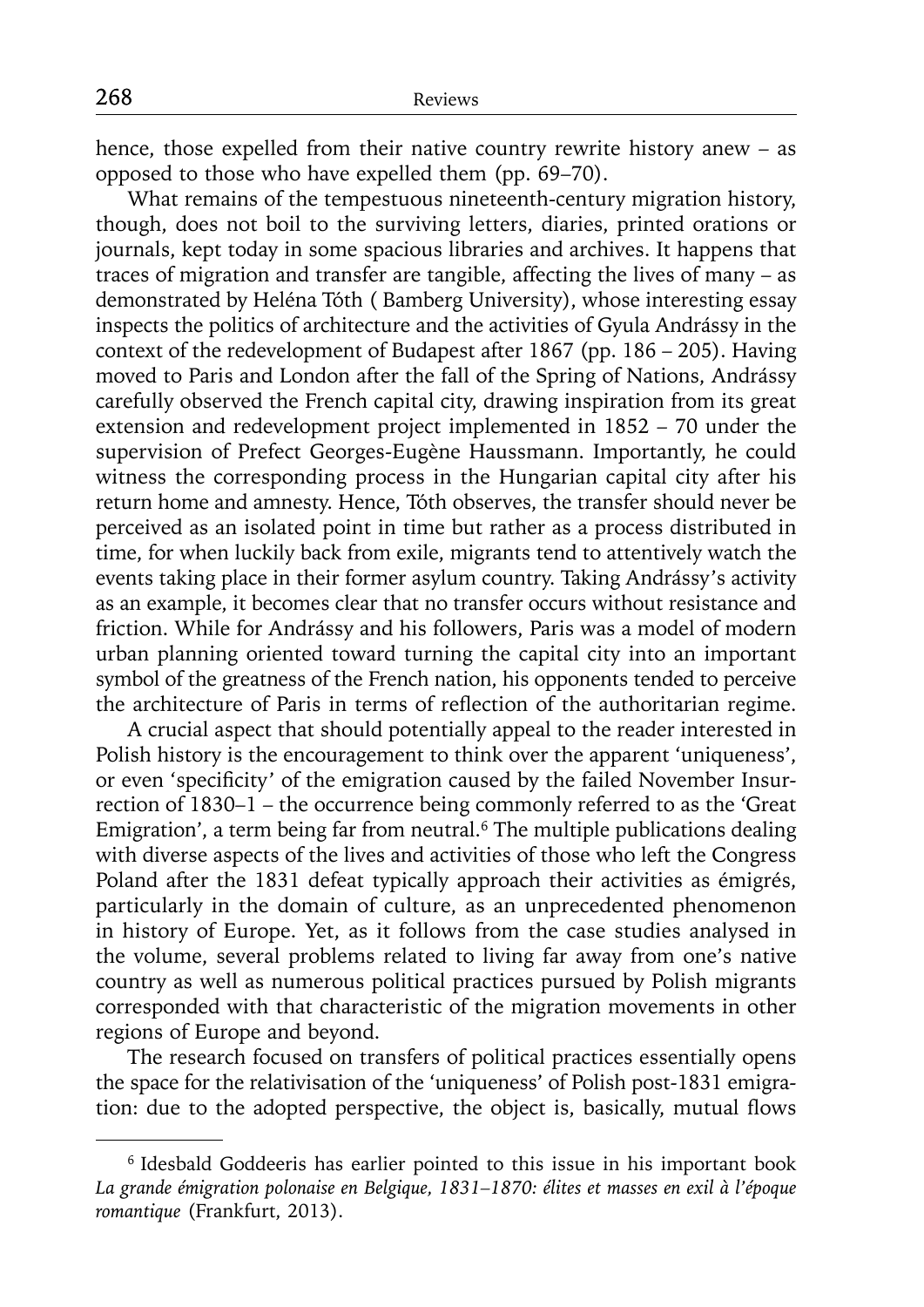hence, those expelled from their native country rewrite history anew – as opposed to those who have expelled them (pp. 69–70).

What remains of the tempestuous nineteenth-century migration history, though, does not boil to the surviving letters, diaries, printed orations or journals, kept today in some spacious libraries and archives. It happens that traces of migration and transfer are tangible, affecting the lives of many – as demonstrated by Heléna Tóth ( Bamberg University), whose interesting essay inspects the politics of architecture and the activities of Gyula Andrássy in the context of the redevelopment of Budapest after 1867 (pp. 186 – 205). Having moved to Paris and London after the fall of the Spring of Nations, Andrássy carefully observed the French capital city, drawing inspiration from its great extension and redevelopment project implemented in 1852 – 70 under the supervision of Prefect Georges-Eugène Haussmann. Importantly, he could witness the corresponding process in the Hungarian capital city after his return home and amnesty. Hence, Tóth observes, the transfer should never be perceived as an isolated point in time but rather as a process distributed in time, for when luckily back from exile, migrants tend to attentively watch the events taking place in their former asylum country. Taking Andrássy's activity as an example, it becomes clear that no transfer occurs without resistance and friction. While for Andrássy and his followers, Paris was a model of modern urban planning oriented toward turning the capital city into an important symbol of the greatness of the French nation, his opponents tended to perceive the architecture of Paris in terms of reflection of the authoritarian regime.

A crucial aspect that should potentially appeal to the reader interested in Polish history is the encouragement to think over the apparent 'uniqueness', or even 'specificity' of the emigration caused by the failed November Insurrection of 1830–1 – the occurrence being commonly referred to as the 'Great Emigration', a term being far from neutral.[6] The multiple publications dealing with diverse aspects of the lives and activities of those who left the Congress Poland after the 1831 defeat typically approach their activities as émigrés, particularly in the domain of culture, as an unprecedented phenomenon in history of Europe. Yet, as it follows from the case studies analysed in the volume, several problems related to living far away from one's native country as well as numerous political practices pursued by Polish migrants corresponded with that characteristic of the migration movements in other regions of Europe and beyond.

The research focused on transfers of political practices essentially opens the space for the relativisation of the 'uniqueness' of Polish post-1831 emigration: due to the adopted perspective, the object is, basically, mutual flows

---

[6] Idesbald Goddeeris has earlier pointed to this issue in his important book *La grande émigration polonaise en Belgique, 1831–1870: élites et masses en exil à l'époque romantique* (Frankfurt, 2013).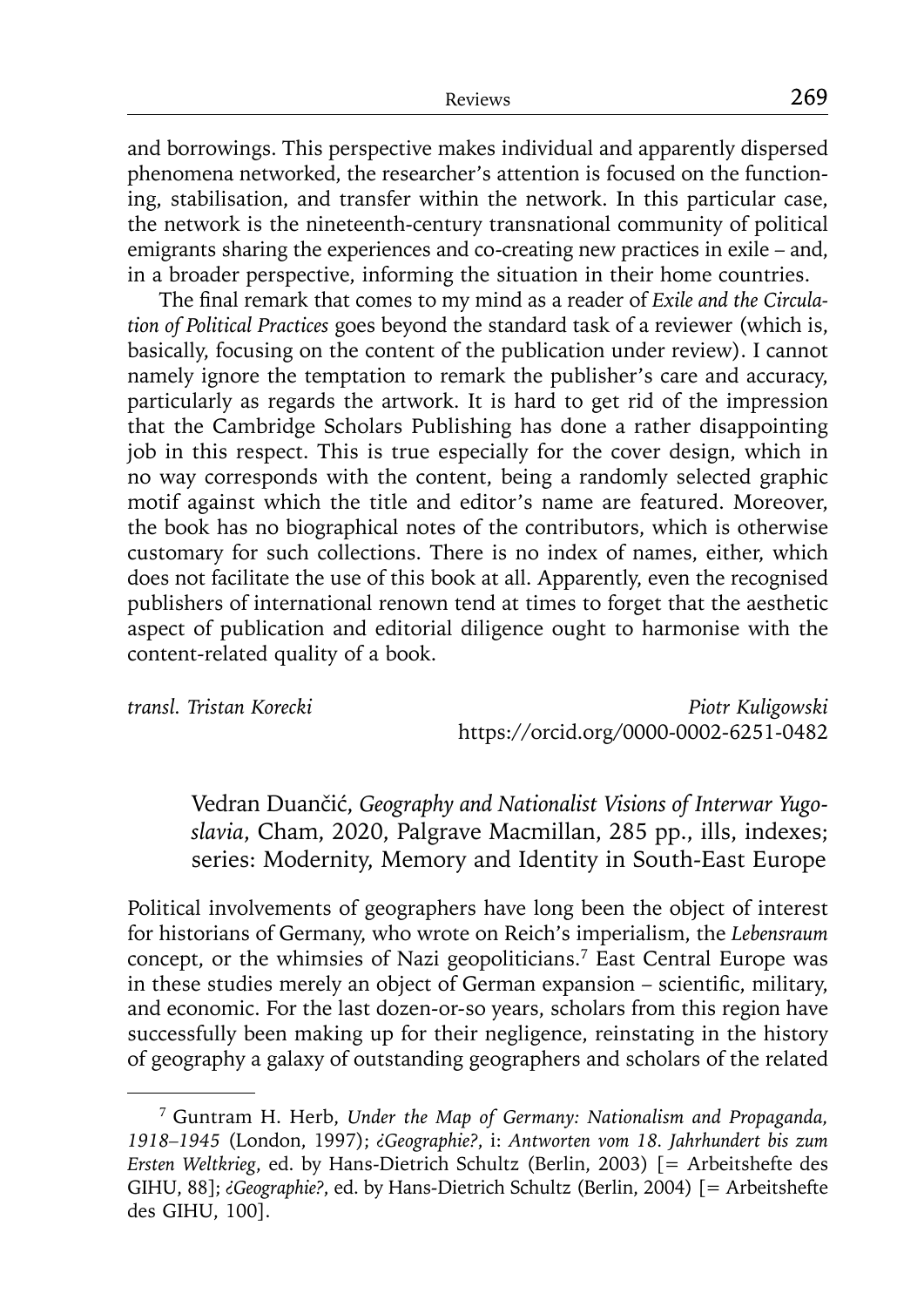and borrowings. This perspective makes individual and apparently dispersed phenomena networked, the researcher's attention is focused on the functioning, stabilisation, and transfer within the network. In this particular case, the network is the nineteenth-century transnational community of political emigrants sharing the experiences and co-creating new practices in exile – and, in a broader perspective, informing the situation in their home countries.

The final remark that comes to my mind as a reader of *Exile and the Circulation of Political Practices* goes beyond the standard task of a reviewer (which is, basically, focusing on the content of the publication under review). I cannot namely ignore the temptation to remark the publisher's care and accuracy, particularly as regards the artwork. It is hard to get rid of the impression that the Cambridge Scholars Publishing has done a rather disappointing job in this respect. This is true especially for the cover design, which in no way corresponds with the content, being a randomly selected graphic motif against which the title and editor's name are featured. Moreover, the book has no biographical notes of the contributors, which is otherwise customary for such collections. There is no index of names, either, which does not facilitate the use of this book at all. Apparently, even the recognised publishers of international renown tend at times to forget that the aesthetic aspect of publication and editorial diligence ought to harmonise with the content-related quality of a book.

*transl. Tristan Korecki*

*Piotr Kuligowski*
https://orcid.org/0000-0002-6251-0482

Vedran Duančić, *Geography and Nationalist Visions of Interwar Yugoslavia*, Cham, 2020, Palgrave Macmillan, 285 pp., ills, indexes; series: Modernity, Memory and Identity in South-East Europe

Political involvements of geographers have long been the object of interest for historians of Germany, who wrote on Reich's imperialism, the *Lebensraum* concept, or the whimsies of Nazi geopoliticians.[7] East Central Europe was in these studies merely an object of German expansion – scientific, military, and economic. For the last dozen-or-so years, scholars from this region have successfully been making up for their negligence, reinstating in the history of geography a galaxy of outstanding geographers and scholars of the related

[7] Guntram H. Herb, *Under the Map of Germany: Nationalism and Propaganda, 1918–1945* (London, 1997); *¿Geographie?*, i: *Antworten vom 18. Jahrhundert bis zum Ersten Weltkrieg*, ed. by Hans-Dietrich Schultz (Berlin, 2003) [= Arbeitshefte des GIHU, 88]; *¿Geographie?*, ed. by Hans-Dietrich Schultz (Berlin, 2004) [= Arbeitshefte des GIHU, 100].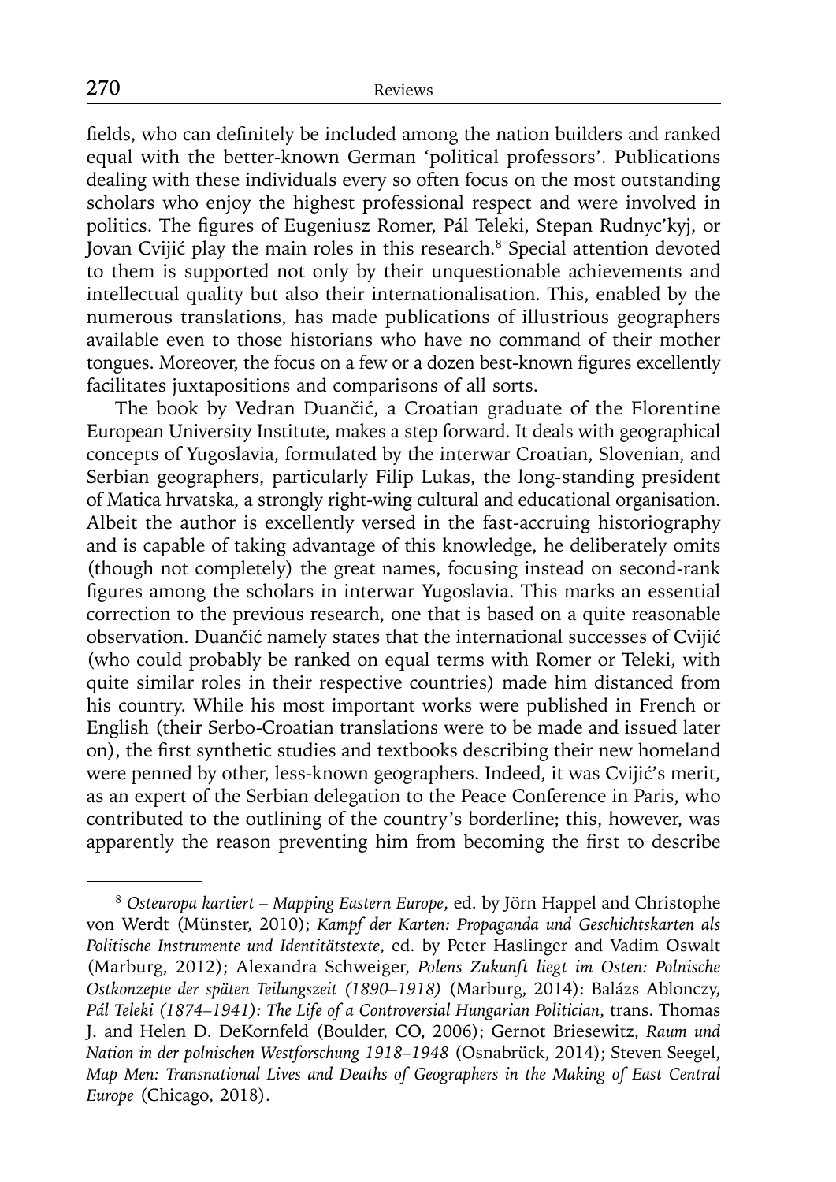fields, who can definitely be included among the nation builders and ranked equal with the better-known German 'political professors'. Publications dealing with these individuals every so often focus on the most outstanding scholars who enjoy the highest professional respect and were involved in politics. The figures of Eugeniusz Romer, Pál Teleki, Stepan Rudnyc'kyj, or Jovan Cvijić play the main roles in this research.[8] Special attention devoted to them is supported not only by their unquestionable achievements and intellectual quality but also their internationalisation. This, enabled by the numerous translations, has made publications of illustrious geographers available even to those historians who have no command of their mother tongues. Moreover, the focus on a few or a dozen best-known figures excellently facilitates juxtapositions and comparisons of all sorts.

The book by Vedran Duančić, a Croatian graduate of the Florentine European University Institute, makes a step forward. It deals with geographical concepts of Yugoslavia, formulated by the interwar Croatian, Slovenian, and Serbian geographers, particularly Filip Lukas, the long-standing president of Matica hrvatska, a strongly right-wing cultural and educational organisation. Albeit the author is excellently versed in the fast-accruing historiography and is capable of taking advantage of this knowledge, he deliberately omits (though not completely) the great names, focusing instead on second-rank figures among the scholars in interwar Yugoslavia. This marks an essential correction to the previous research, one that is based on a quite reasonable observation. Duančić namely states that the international successes of Cvijić (who could probably be ranked on equal terms with Romer or Teleki, with quite similar roles in their respective countries) made him distanced from his country. While his most important works were published in French or English (their Serbo-Croatian translations were to be made and issued later on), the first synthetic studies and textbooks describing their new homeland were penned by other, less-known geographers. Indeed, it was Cvijić's merit, as an expert of the Serbian delegation to the Peace Conference in Paris, who contributed to the outlining of the country's borderline; this, however, was apparently the reason preventing him from becoming the first to describe

---

[8] *Osteuropa kartiert – Mapping Eastern Europe*, ed. by Jörn Happel and Christophe von Werdt (Münster, 2010); *Kampf der Karten: Propaganda und Geschichtskarten als Politische Instrumente und Identitätstexte*, ed. by Peter Haslinger and Vadim Oswalt (Marburg, 2012); Alexandra Schweiger, *Polens Zukunft liegt im Osten: Polnische Ostkonzepte der späten Teilungszeit (1890–1918)* (Marburg, 2014): Balázs Ablonczy, *Pál Teleki (1874–1941): The Life of a Controversial Hungarian Politician*, trans. Thomas J. and Helen D. DeKornfeld (Boulder, CO, 2006); Gernot Briesewitz, *Raum und Nation in der polnischen Westforschung 1918–1948* (Osnabrück, 2014); Steven Seegel, *Map Men: Transnational Lives and Deaths of Geographers in the Making of East Central Europe* (Chicago, 2018).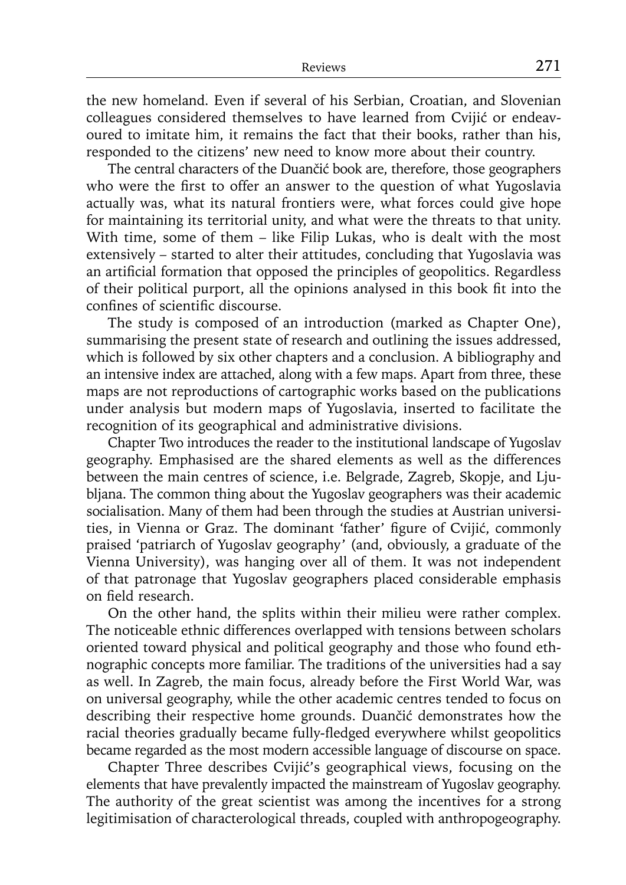the new homeland. Even if several of his Serbian, Croatian, and Slovenian colleagues considered themselves to have learned from Cvijić or endeavoured to imitate him, it remains the fact that their books, rather than his, responded to the citizens' new need to know more about their country.

The central characters of the Duančić book are, therefore, those geographers who were the first to offer an answer to the question of what Yugoslavia actually was, what its natural frontiers were, what forces could give hope for maintaining its territorial unity, and what were the threats to that unity. With time, some of them – like Filip Lukas, who is dealt with the most extensively – started to alter their attitudes, concluding that Yugoslavia was an artificial formation that opposed the principles of geopolitics. Regardless of their political purport, all the opinions analysed in this book fit into the confines of scientific discourse.

The study is composed of an introduction (marked as Chapter One), summarising the present state of research and outlining the issues addressed, which is followed by six other chapters and a conclusion. A bibliography and an intensive index are attached, along with a few maps. Apart from three, these maps are not reproductions of cartographic works based on the publications under analysis but modern maps of Yugoslavia, inserted to facilitate the recognition of its geographical and administrative divisions.

Chapter Two introduces the reader to the institutional landscape of Yugoslav geography. Emphasised are the shared elements as well as the differences between the main centres of science, i.e. Belgrade, Zagreb, Skopje, and Ljubljana. The common thing about the Yugoslav geographers was their academic socialisation. Many of them had been through the studies at Austrian universities, in Vienna or Graz. The dominant 'father' figure of Cvijić, commonly praised 'patriarch of Yugoslav geography' (and, obviously, a graduate of the Vienna University), was hanging over all of them. It was not independent of that patronage that Yugoslav geographers placed considerable emphasis on field research.

On the other hand, the splits within their milieu were rather complex. The noticeable ethnic differences overlapped with tensions between scholars oriented toward physical and political geography and those who found ethnographic concepts more familiar. The traditions of the universities had a say as well. In Zagreb, the main focus, already before the First World War, was on universal geography, while the other academic centres tended to focus on describing their respective home grounds. Duančić demonstrates how the racial theories gradually became fully-fledged everywhere whilst geopolitics became regarded as the most modern accessible language of discourse on space.

Chapter Three describes Cvijić's geographical views, focusing on the elements that have prevalently impacted the mainstream of Yugoslav geography. The authority of the great scientist was among the incentives for a strong legitimisation of characterological threads, coupled with anthropogeography.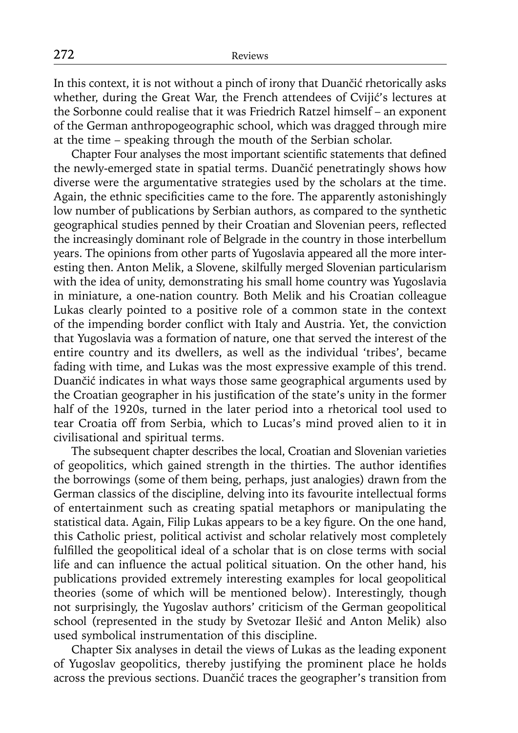In this context, it is not without a pinch of irony that Duančić rhetorically asks whether, during the Great War, the French attendees of Cvijić's lectures at the Sorbonne could realise that it was Friedrich Ratzel himself – an exponent of the German anthropogeographic school, which was dragged through mire at the time – speaking through the mouth of the Serbian scholar.

Chapter Four analyses the most important scientific statements that defined the newly-emerged state in spatial terms. Duančić penetratingly shows how diverse were the argumentative strategies used by the scholars at the time. Again, the ethnic specificities came to the fore. The apparently astonishingly low number of publications by Serbian authors, as compared to the synthetic geographical studies penned by their Croatian and Slovenian peers, reflected the increasingly dominant role of Belgrade in the country in those interbellum years. The opinions from other parts of Yugoslavia appeared all the more interesting then. Anton Melik, a Slovene, skilfully merged Slovenian particularism with the idea of unity, demonstrating his small home country was Yugoslavia in miniature, a one-nation country. Both Melik and his Croatian colleague Lukas clearly pointed to a positive role of a common state in the context of the impending border conflict with Italy and Austria. Yet, the conviction that Yugoslavia was a formation of nature, one that served the interest of the entire country and its dwellers, as well as the individual 'tribes', became fading with time, and Lukas was the most expressive example of this trend. Duančić indicates in what ways those same geographical arguments used by the Croatian geographer in his justification of the state's unity in the former half of the 1920s, turned in the later period into a rhetorical tool used to tear Croatia off from Serbia, which to Lucas's mind proved alien to it in civilisational and spiritual terms.

The subsequent chapter describes the local, Croatian and Slovenian varieties of geopolitics, which gained strength in the thirties. The author identifies the borrowings (some of them being, perhaps, just analogies) drawn from the German classics of the discipline, delving into its favourite intellectual forms of entertainment such as creating spatial metaphors or manipulating the statistical data. Again, Filip Lukas appears to be a key figure. On the one hand, this Catholic priest, political activist and scholar relatively most completely fulfilled the geopolitical ideal of a scholar that is on close terms with social life and can influence the actual political situation. On the other hand, his publications provided extremely interesting examples for local geopolitical theories (some of which will be mentioned below). Interestingly, though not surprisingly, the Yugoslav authors' criticism of the German geopolitical school (represented in the study by Svetozar Ilešić and Anton Melik) also used symbolical instrumentation of this discipline.

Chapter Six analyses in detail the views of Lukas as the leading exponent of Yugoslav geopolitics, thereby justifying the prominent place he holds across the previous sections. Duančić traces the geographer's transition from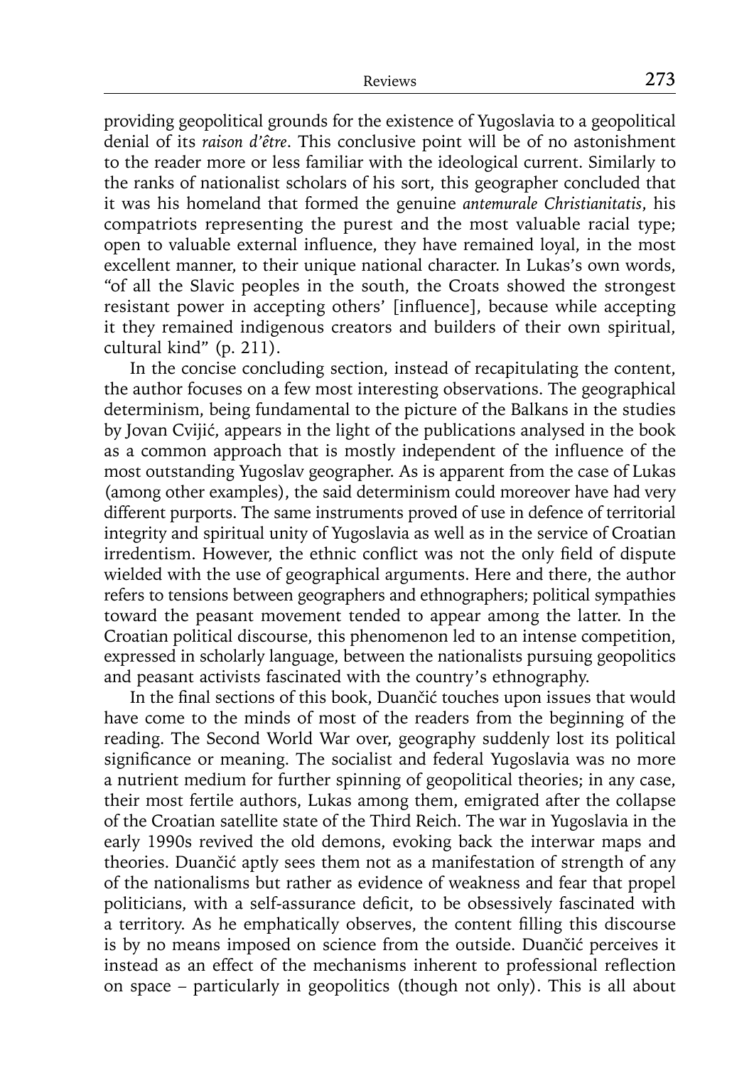providing geopolitical grounds for the existence of Yugoslavia to a geopolitical denial of its *raison d'être*. This conclusive point will be of no astonishment to the reader more or less familiar with the ideological current. Similarly to the ranks of nationalist scholars of his sort, this geographer concluded that it was his homeland that formed the genuine *antemurale Christianitatis*, his compatriots representing the purest and the most valuable racial type; open to valuable external influence, they have remained loyal, in the most excellent manner, to their unique national character. In Lukas's own words, "of all the Slavic peoples in the south, the Croats showed the strongest resistant power in accepting others' [influence], because while accepting it they remained indigenous creators and builders of their own spiritual, cultural kind" (p. 211).

In the concise concluding section, instead of recapitulating the content, the author focuses on a few most interesting observations. The geographical determinism, being fundamental to the picture of the Balkans in the studies by Jovan Cvijić, appears in the light of the publications analysed in the book as a common approach that is mostly independent of the influence of the most outstanding Yugoslav geographer. As is apparent from the case of Lukas (among other examples), the said determinism could moreover have had very different purports. The same instruments proved of use in defence of territorial integrity and spiritual unity of Yugoslavia as well as in the service of Croatian irredentism. However, the ethnic conflict was not the only field of dispute wielded with the use of geographical arguments. Here and there, the author refers to tensions between geographers and ethnographers; political sympathies toward the peasant movement tended to appear among the latter. In the Croatian political discourse, this phenomenon led to an intense competition, expressed in scholarly language, between the nationalists pursuing geopolitics and peasant activists fascinated with the country's ethnography.

In the final sections of this book, Duančić touches upon issues that would have come to the minds of most of the readers from the beginning of the reading. The Second World War over, geography suddenly lost its political significance or meaning. The socialist and federal Yugoslavia was no more a nutrient medium for further spinning of geopolitical theories; in any case, their most fertile authors, Lukas among them, emigrated after the collapse of the Croatian satellite state of the Third Reich. The war in Yugoslavia in the early 1990s revived the old demons, evoking back the interwar maps and theories. Duančić aptly sees them not as a manifestation of strength of any of the nationalisms but rather as evidence of weakness and fear that propel politicians, with a self-assurance deficit, to be obsessively fascinated with a territory. As he emphatically observes, the content filling this discourse is by no means imposed on science from the outside. Duančić perceives it instead as an effect of the mechanisms inherent to professional reflection on space – particularly in geopolitics (though not only). This is all about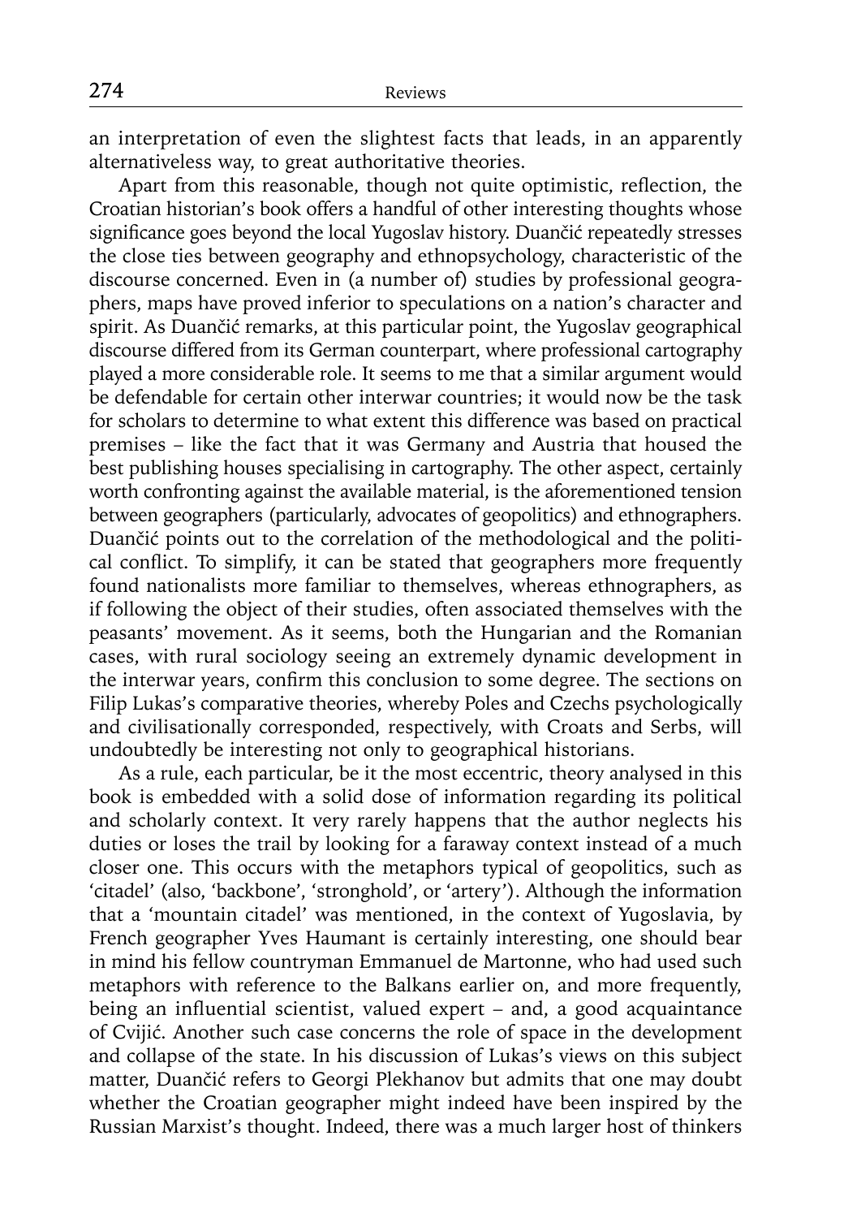an interpretation of even the slightest facts that leads, in an apparently alternativeless way, to great authoritative theories.

Apart from this reasonable, though not quite optimistic, reflection, the Croatian historian's book offers a handful of other interesting thoughts whose significance goes beyond the local Yugoslav history. Duančić repeatedly stresses the close ties between geography and ethnopsychology, characteristic of the discourse concerned. Even in (a number of) studies by professional geographers, maps have proved inferior to speculations on a nation's character and spirit. As Duančić remarks, at this particular point, the Yugoslav geographical discourse differed from its German counterpart, where professional cartography played a more considerable role. It seems to me that a similar argument would be defendable for certain other interwar countries; it would now be the task for scholars to determine to what extent this difference was based on practical premises – like the fact that it was Germany and Austria that housed the best publishing houses specialising in cartography. The other aspect, certainly worth confronting against the available material, is the aforementioned tension between geographers (particularly, advocates of geopolitics) and ethnographers. Duančić points out to the correlation of the methodological and the political conflict. To simplify, it can be stated that geographers more frequently found nationalists more familiar to themselves, whereas ethnographers, as if following the object of their studies, often associated themselves with the peasants' movement. As it seems, both the Hungarian and the Romanian cases, with rural sociology seeing an extremely dynamic development in the interwar years, confirm this conclusion to some degree. The sections on Filip Lukas's comparative theories, whereby Poles and Czechs psychologically and civilisationally corresponded, respectively, with Croats and Serbs, will undoubtedly be interesting not only to geographical historians.

As a rule, each particular, be it the most eccentric, theory analysed in this book is embedded with a solid dose of information regarding its political and scholarly context. It very rarely happens that the author neglects his duties or loses the trail by looking for a faraway context instead of a much closer one. This occurs with the metaphors typical of geopolitics, such as 'citadel' (also, 'backbone', 'stronghold', or 'artery'). Although the information that a 'mountain citadel' was mentioned, in the context of Yugoslavia, by French geographer Yves Haumant is certainly interesting, one should bear in mind his fellow countryman Emmanuel de Martonne, who had used such metaphors with reference to the Balkans earlier on, and more frequently, being an influential scientist, valued expert – and, a good acquaintance of Cvijić. Another such case concerns the role of space in the development and collapse of the state. In his discussion of Lukas's views on this subject matter, Duančić refers to Georgi Plekhanov but admits that one may doubt whether the Croatian geographer might indeed have been inspired by the Russian Marxist's thought. Indeed, there was a much larger host of thinkers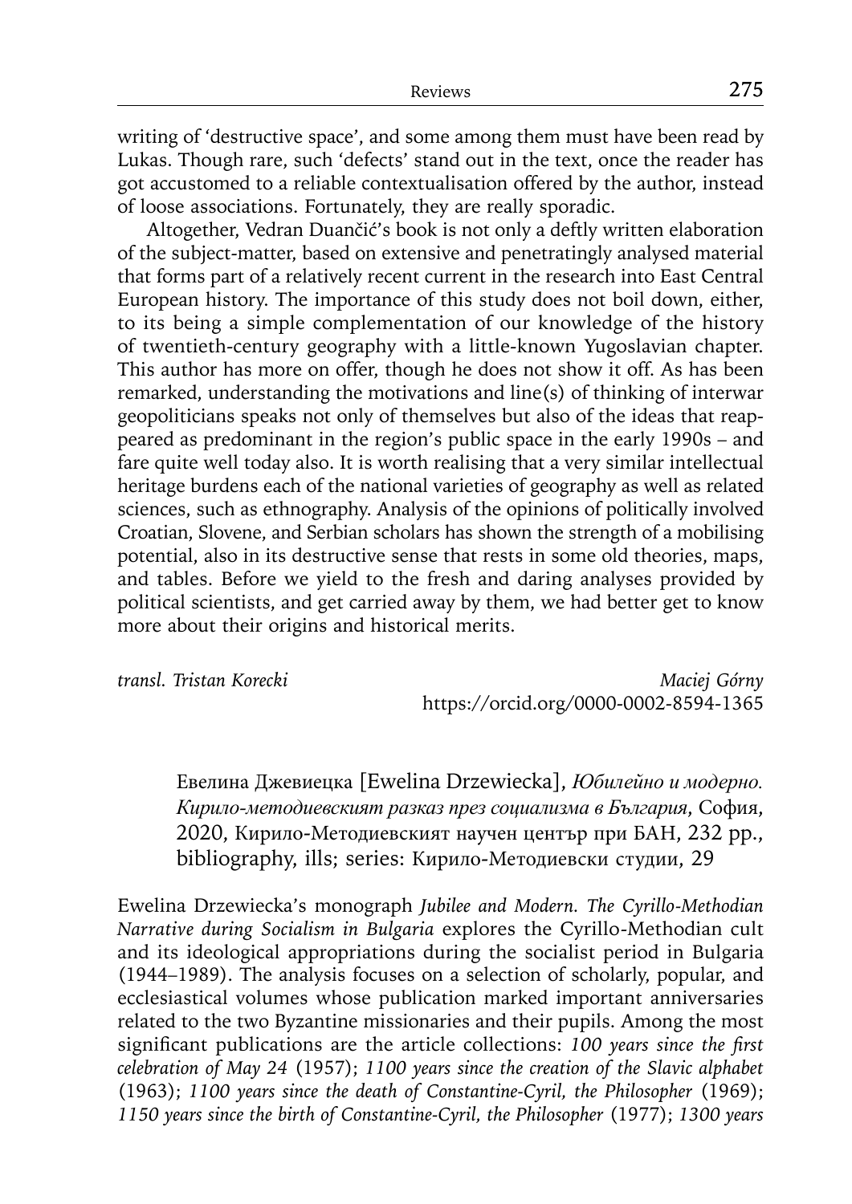writing of 'destructive space', and some among them must have been read by Lukas. Though rare, such 'defects' stand out in the text, once the reader has got accustomed to a reliable contextualisation offered by the author, instead of loose associations. Fortunately, they are really sporadic.

Altogether, Vedran Duančić's book is not only a deftly written elaboration of the subject-matter, based on extensive and penetratingly analysed material that forms part of a relatively recent current in the research into East Central European history. The importance of this study does not boil down, either, to its being a simple complementation of our knowledge of the history of twentieth-century geography with a little-known Yugoslavian chapter. This author has more on offer, though he does not show it off. As has been remarked, understanding the motivations and line(s) of thinking of interwar geopoliticians speaks not only of themselves but also of the ideas that reappeared as predominant in the region's public space in the early 1990s – and fare quite well today also. It is worth realising that a very similar intellectual heritage burdens each of the national varieties of geography as well as related sciences, such as ethnography. Analysis of the opinions of politically involved Croatian, Slovene, and Serbian scholars has shown the strength of a mobilising potential, also in its destructive sense that rests in some old theories, maps, and tables. Before we yield to the fresh and daring analyses provided by political scientists, and get carried away by them, we had better get to know more about their origins and historical merits.

*transl. Tristan Korecki*

*Maciej Górny*
https://orcid.org/0000-0002-8594-1365

Евелина Джевиецка [Ewelina Drzewiecka], *Юбилейно и модерно. Кирило-методиевският разказ през социализма в България*, София, 2020, Кирило-Методиевският научен център при БАН, 232 pp., bibliography, ills; series: Кирило-Методиевски студии, 29

Ewelina Drzewiecka's monograph *Jubilee and Modern. The Cyrillo-Methodian Narrative during Socialism in Bulgaria* explores the Cyrillo-Methodian cult and its ideological appropriations during the socialist period in Bulgaria (1944–1989). The analysis focuses on a selection of scholarly, popular, and ecclesiastical volumes whose publication marked important anniversaries related to the two Byzantine missionaries and their pupils. Among the most significant publications are the article collections: *100 years since the first celebration of May 24* (1957); *1100 years since the creation of the Slavic alphabet* (1963); *1100 years since the death of Constantine-Cyril, the Philosopher* (1969); *1150 years since the birth of Constantine-Cyril, the Philosopher* (1977); *1300 years*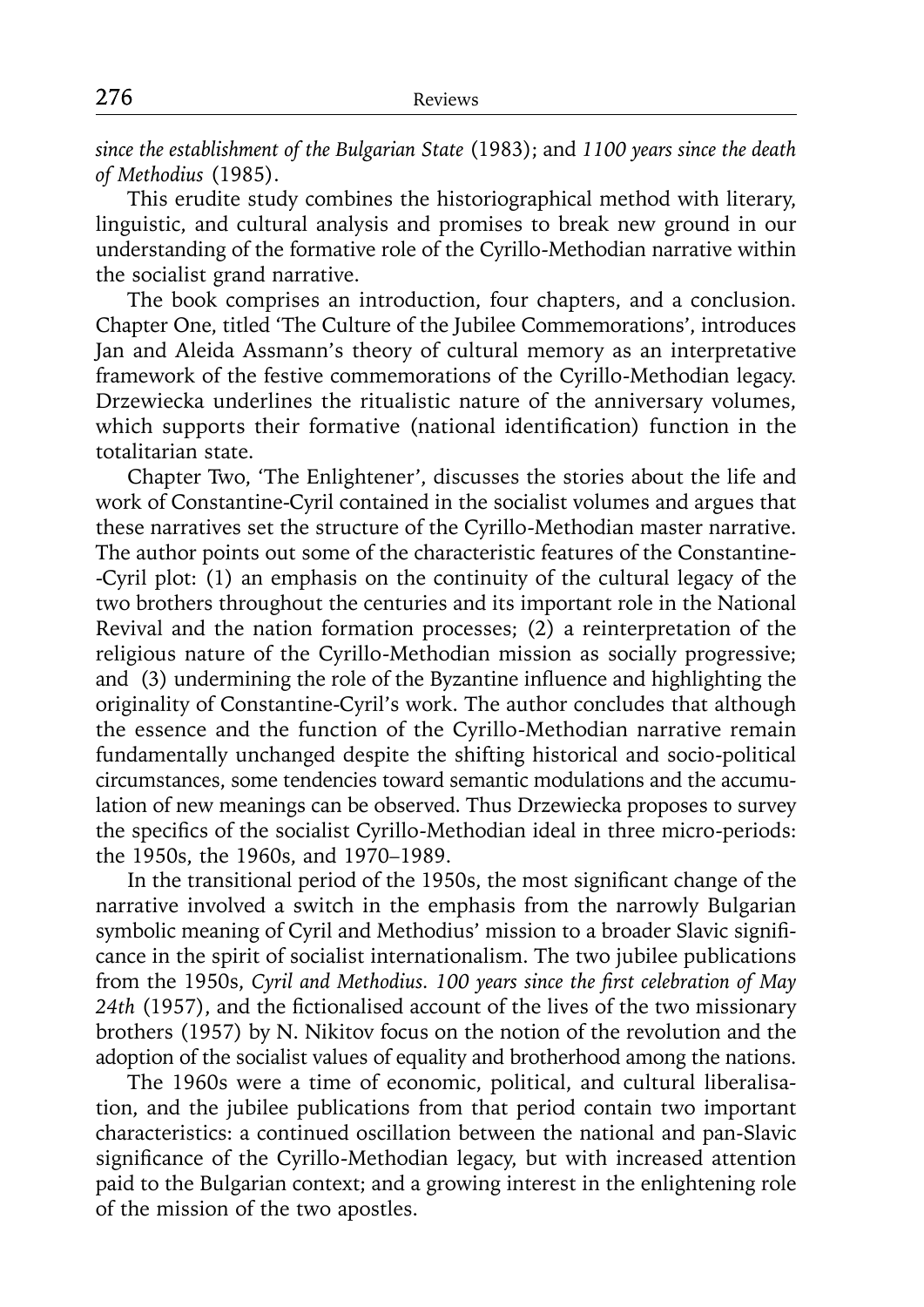*since the establishment of the Bulgarian State* (1983); and *1100 years since the death of Methodius* (1985).

This erudite study combines the historiographical method with literary, linguistic, and cultural analysis and promises to break new ground in our understanding of the formative role of the Cyrillo-Methodian narrative within the socialist grand narrative.

The book comprises an introduction, four chapters, and a conclusion. Chapter One, titled 'The Culture of the Jubilee Commemorations', introduces Jan and Aleida Assmann's theory of cultural memory as an interpretative framework of the festive commemorations of the Cyrillo-Methodian legacy. Drzewiecka underlines the ritualistic nature of the anniversary volumes, which supports their formative (national identification) function in the totalitarian state.

Chapter Two, 'The Enlightener', discusses the stories about the life and work of Constantine-Cyril contained in the socialist volumes and argues that these narratives set the structure of the Cyrillo-Methodian master narrative. The author points out some of the characteristic features of the Constantine--Cyril plot: (1) an emphasis on the continuity of the cultural legacy of the two brothers throughout the centuries and its important role in the National Revival and the nation formation processes; (2) a reinterpretation of the religious nature of the Cyrillo-Methodian mission as socially progressive; and (3) undermining the role of the Byzantine influence and highlighting the originality of Constantine-Cyril's work. The author concludes that although the essence and the function of the Cyrillo-Methodian narrative remain fundamentally unchanged despite the shifting historical and socio-political circumstances, some tendencies toward semantic modulations and the accumulation of new meanings can be observed. Thus Drzewiecka proposes to survey the specifics of the socialist Cyrillo-Methodian ideal in three micro-periods: the 1950s, the 1960s, and 1970–1989.

In the transitional period of the 1950s, the most significant change of the narrative involved a switch in the emphasis from the narrowly Bulgarian symbolic meaning of Cyril and Methodius' mission to a broader Slavic significance in the spirit of socialist internationalism. The two jubilee publications from the 1950s, *Cyril and Methodius. 100 years since the first celebration of May 24th* (1957), and the fictionalised account of the lives of the two missionary brothers (1957) by N. Nikitov focus on the notion of the revolution and the adoption of the socialist values of equality and brotherhood among the nations.

The 1960s were a time of economic, political, and cultural liberalisation, and the jubilee publications from that period contain two important characteristics: a continued oscillation between the national and pan-Slavic significance of the Cyrillo-Methodian legacy, but with increased attention paid to the Bulgarian context; and a growing interest in the enlightening role of the mission of the two apostles.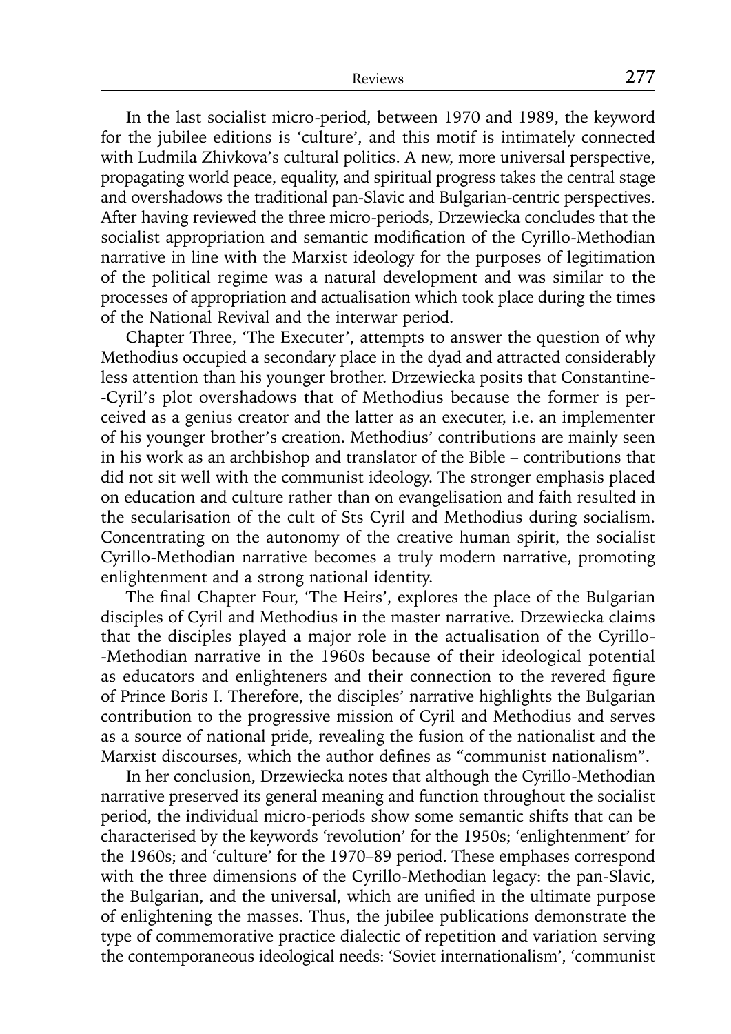In the last socialist micro-period, between 1970 and 1989, the keyword for the jubilee editions is 'culture', and this motif is intimately connected with Ludmila Zhivkova's cultural politics. A new, more universal perspective, propagating world peace, equality, and spiritual progress takes the central stage and overshadows the traditional pan-Slavic and Bulgarian-centric perspectives. After having reviewed the three micro-periods, Drzewiecka concludes that the socialist appropriation and semantic modification of the Cyrillo-Methodian narrative in line with the Marxist ideology for the purposes of legitimation of the political regime was a natural development and was similar to the processes of appropriation and actualisation which took place during the times of the National Revival and the interwar period.

Chapter Three, 'The Executer', attempts to answer the question of why Methodius occupied a secondary place in the dyad and attracted considerably less attention than his younger brother. Drzewiecka posits that Constantine-Cyril's plot overshadows that of Methodius because the former is perceived as a genius creator and the latter as an executer, i.e. an implementer of his younger brother's creation. Methodius' contributions are mainly seen in his work as an archbishop and translator of the Bible – contributions that did not sit well with the communist ideology. The stronger emphasis placed on education and culture rather than on evangelisation and faith resulted in the secularisation of the cult of Sts Cyril and Methodius during socialism. Concentrating on the autonomy of the creative human spirit, the socialist Cyrillo-Methodian narrative becomes a truly modern narrative, promoting enlightenment and a strong national identity.

The final Chapter Four, 'The Heirs', explores the place of the Bulgarian disciples of Cyril and Methodius in the master narrative. Drzewiecka claims that the disciples played a major role in the actualisation of the Cyrillo-Methodian narrative in the 1960s because of their ideological potential as educators and enlighteners and their connection to the revered figure of Prince Boris I. Therefore, the disciples' narrative highlights the Bulgarian contribution to the progressive mission of Cyril and Methodius and serves as a source of national pride, revealing the fusion of the nationalist and the Marxist discourses, which the author defines as "communist nationalism".

In her conclusion, Drzewiecka notes that although the Cyrillo-Methodian narrative preserved its general meaning and function throughout the socialist period, the individual micro-periods show some semantic shifts that can be characterised by the keywords 'revolution' for the 1950s; 'enlightenment' for the 1960s; and 'culture' for the 1970–89 period. These emphases correspond with the three dimensions of the Cyrillo-Methodian legacy: the pan-Slavic, the Bulgarian, and the universal, which are unified in the ultimate purpose of enlightening the masses. Thus, the jubilee publications demonstrate the type of commemorative practice dialectic of repetition and variation serving the contemporaneous ideological needs: 'Soviet internationalism', 'communist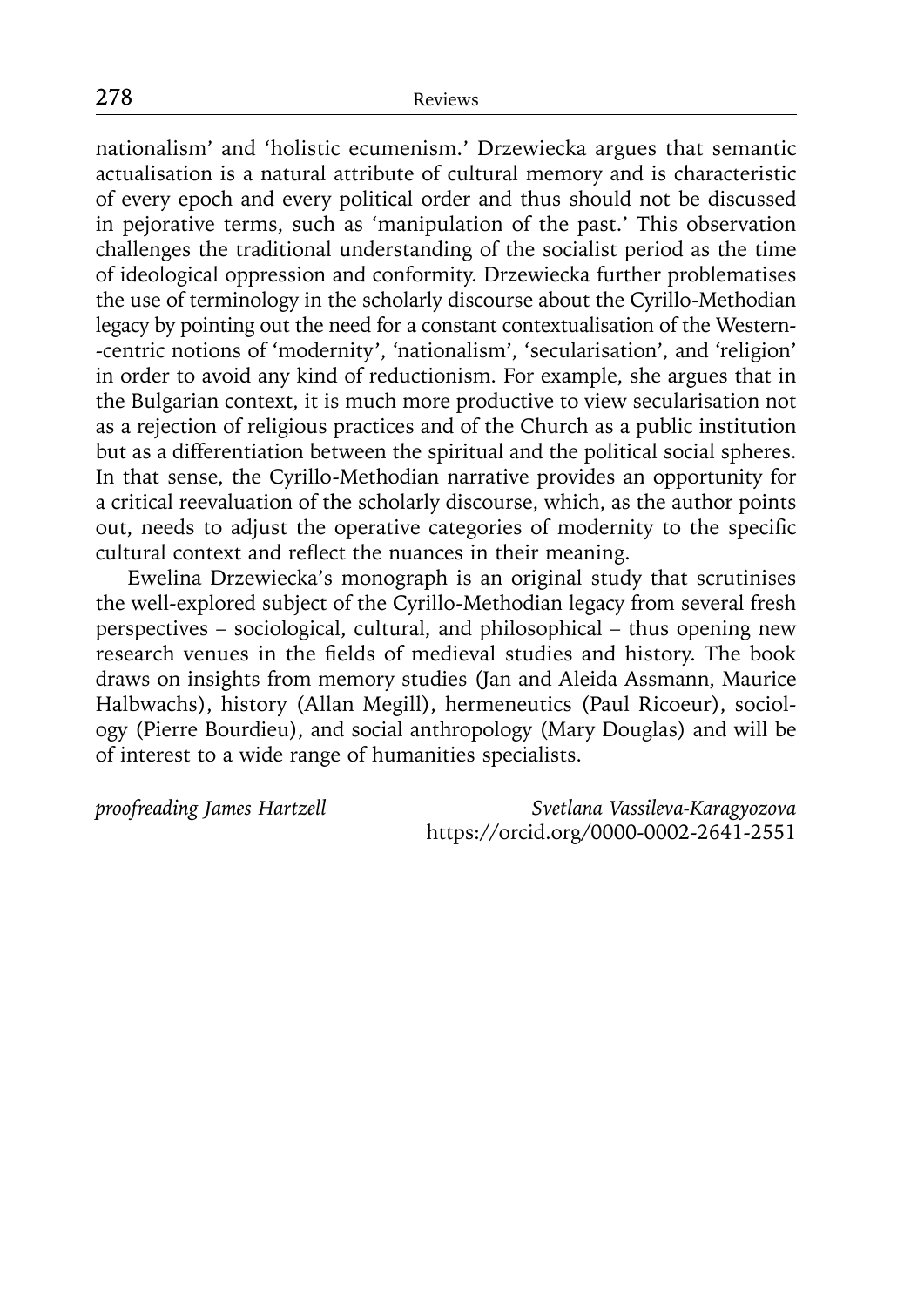nationalism' and 'holistic ecumenism.' Drzewiecka argues that semantic actualisation is a natural attribute of cultural memory and is characteristic of every epoch and every political order and thus should not be discussed in pejorative terms, such as 'manipulation of the past.' This observation challenges the traditional understanding of the socialist period as the time of ideological oppression and conformity. Drzewiecka further problematises the use of terminology in the scholarly discourse about the Cyrillo-Methodian legacy by pointing out the need for a constant contextualisation of the Western-centric notions of 'modernity', 'nationalism', 'secularisation', and 'religion' in order to avoid any kind of reductionism. For example, she argues that in the Bulgarian context, it is much more productive to view secularisation not as a rejection of religious practices and of the Church as a public institution but as a differentiation between the spiritual and the political social spheres. In that sense, the Cyrillo-Methodian narrative provides an opportunity for a critical reevaluation of the scholarly discourse, which, as the author points out, needs to adjust the operative categories of modernity to the specific cultural context and reflect the nuances in their meaning.

Ewelina Drzewiecka's monograph is an original study that scrutinises the well-explored subject of the Cyrillo-Methodian legacy from several fresh perspectives – sociological, cultural, and philosophical – thus opening new research venues in the fields of medieval studies and history. The book draws on insights from memory studies (Jan and Aleida Assmann, Maurice Halbwachs), history (Allan Megill), hermeneutics (Paul Ricoeur), sociology (Pierre Bourdieu), and social anthropology (Mary Douglas) and will be of interest to a wide range of humanities specialists.

*proofreading James Hartzell*

*Svetlana Vassileva-Karagyozova*
https://orcid.org/0000-0002-2641-2551